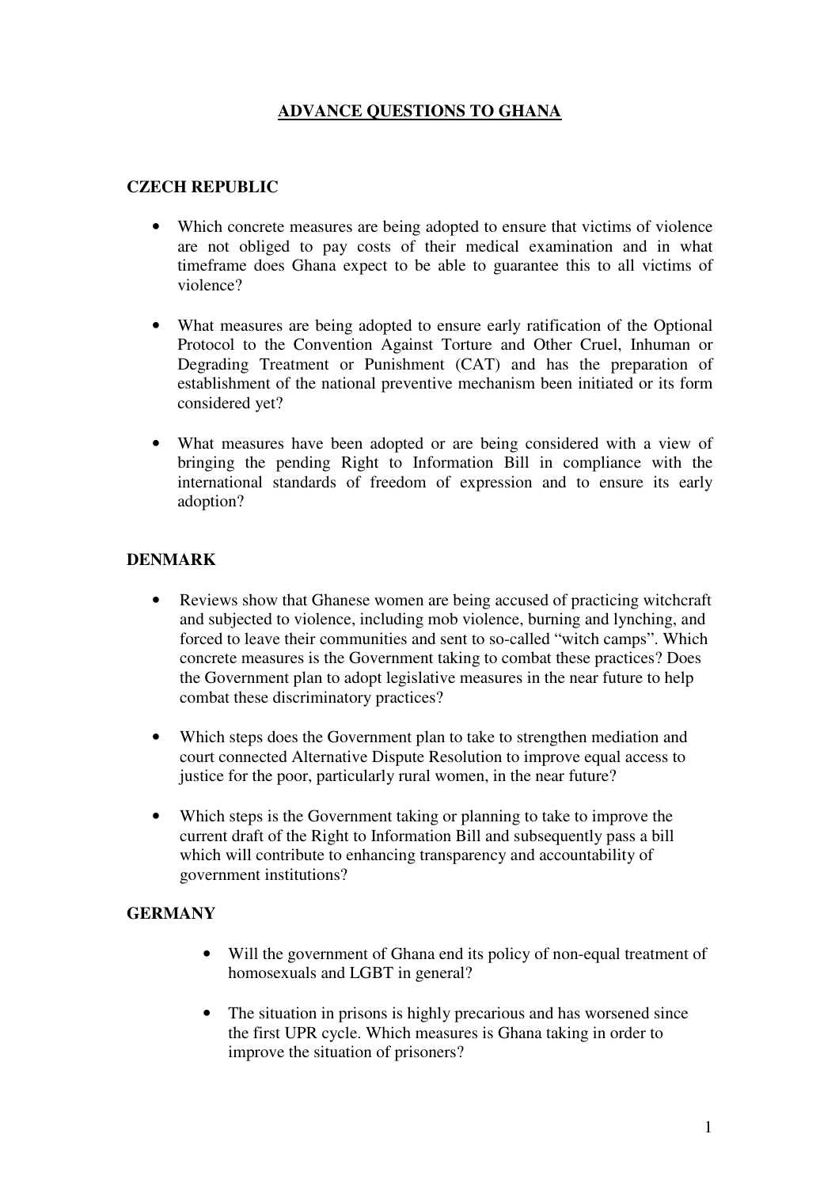# ADVANCE QUESTIONS TO GHANA

## CZECH REPUBLIC

- Which concrete measures are being adopted to ensure that victims of violence are not obliged to pay costs of their medical examination and in what timeframe does Ghana expect to be able to guarantee this to all victims of violence?

- What measures are being adopted to ensure early ratification of the Optional Protocol to the Convention Against Torture and Other Cruel, Inhuman or Degrading Treatment or Punishment (CAT) and has the preparation of establishment of the national preventive mechanism been initiated or its form considered yet?

- What measures have been adopted or are being considered with a view of bringing the pending Right to Information Bill in compliance with the international standards of freedom of expression and to ensure its early adoption?

## DENMARK

- Reviews show that Ghanese women are being accused of practicing witchcraft and subjected to violence, including mob violence, burning and lynching, and forced to leave their communities and sent to so-called "witch camps". Which concrete measures is the Government taking to combat these practices? Does the Government plan to adopt legislative measures in the near future to help combat these discriminatory practices?

- Which steps does the Government plan to take to strengthen mediation and court connected Alternative Dispute Resolution to improve equal access to justice for the poor, particularly rural women, in the near future?

- Which steps is the Government taking or planning to take to improve the current draft of the Right to Information Bill and subsequently pass a bill which will contribute to enhancing transparency and accountability of government institutions?

## GERMANY

- Will the government of Ghana end its policy of non-equal treatment of homosexuals and LGBT in general?

- The situation in prisons is highly precarious and has worsened since the first UPR cycle. Which measures is Ghana taking in order to improve the situation of prisoners?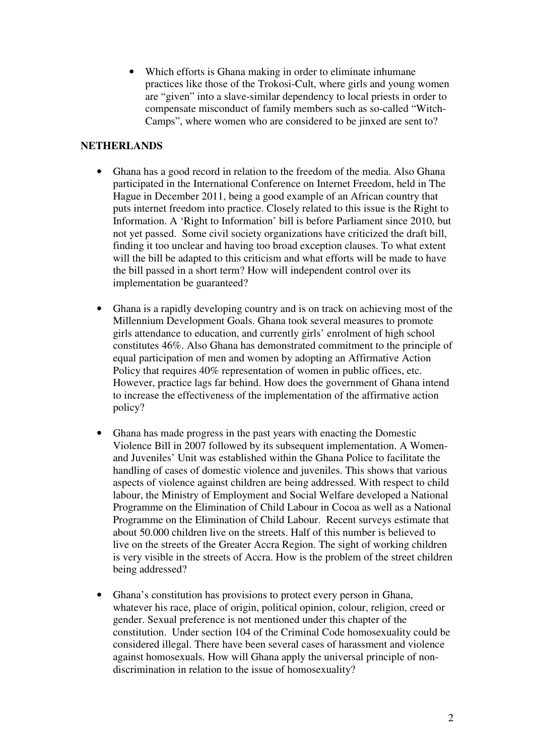- Which efforts is Ghana making in order to eliminate inhumane practices like those of the Trokosi-Cult, where girls and young women are "given" into a slave-similar dependency to local priests in order to compensate misconduct of family members such as so-called "Witch-Camps", where women who are considered to be jinxed are sent to?

**NETHERLANDS**

- Ghana has a good record in relation to the freedom of the media. Also Ghana participated in the International Conference on Internet Freedom, held in The Hague in December 2011, being a good example of an African country that puts internet freedom into practice. Closely related to this issue is the Right to Information. A 'Right to Information' bill is before Parliament since 2010, but not yet passed. Some civil society organizations have criticized the draft bill, finding it too unclear and having too broad exception clauses. To what extent will the bill be adapted to this criticism and what efforts will be made to have the bill passed in a short term? How will independent control over its implementation be guaranteed?

- Ghana is a rapidly developing country and is on track on achieving most of the Millennium Development Goals. Ghana took several measures to promote girls attendance to education, and currently girls' enrolment of high school constitutes 46%. Also Ghana has demonstrated commitment to the principle of equal participation of men and women by adopting an Affirmative Action Policy that requires 40% representation of women in public offices, etc. However, practice lags far behind. How does the government of Ghana intend to increase the effectiveness of the implementation of the affirmative action policy?

- Ghana has made progress in the past years with enacting the Domestic Violence Bill in 2007 followed by its subsequent implementation. A Women-and Juveniles' Unit was established within the Ghana Police to facilitate the handling of cases of domestic violence and juveniles. This shows that various aspects of violence against children are being addressed. With respect to child labour, the Ministry of Employment and Social Welfare developed a National Programme on the Elimination of Child Labour in Cocoa as well as a National Programme on the Elimination of Child Labour. Recent surveys estimate that about 50.000 children live on the streets. Half of this number is believed to live on the streets of the Greater Accra Region. The sight of working children is very visible in the streets of Accra. How is the problem of the street children being addressed?

- Ghana's constitution has provisions to protect every person in Ghana, whatever his race, place of origin, political opinion, colour, religion, creed or gender. Sexual preference is not mentioned under this chapter of the constitution. Under section 104 of the Criminal Code homosexuality could be considered illegal. There have been several cases of harassment and violence against homosexuals. How will Ghana apply the universal principle of non-discrimination in relation to the issue of homosexuality?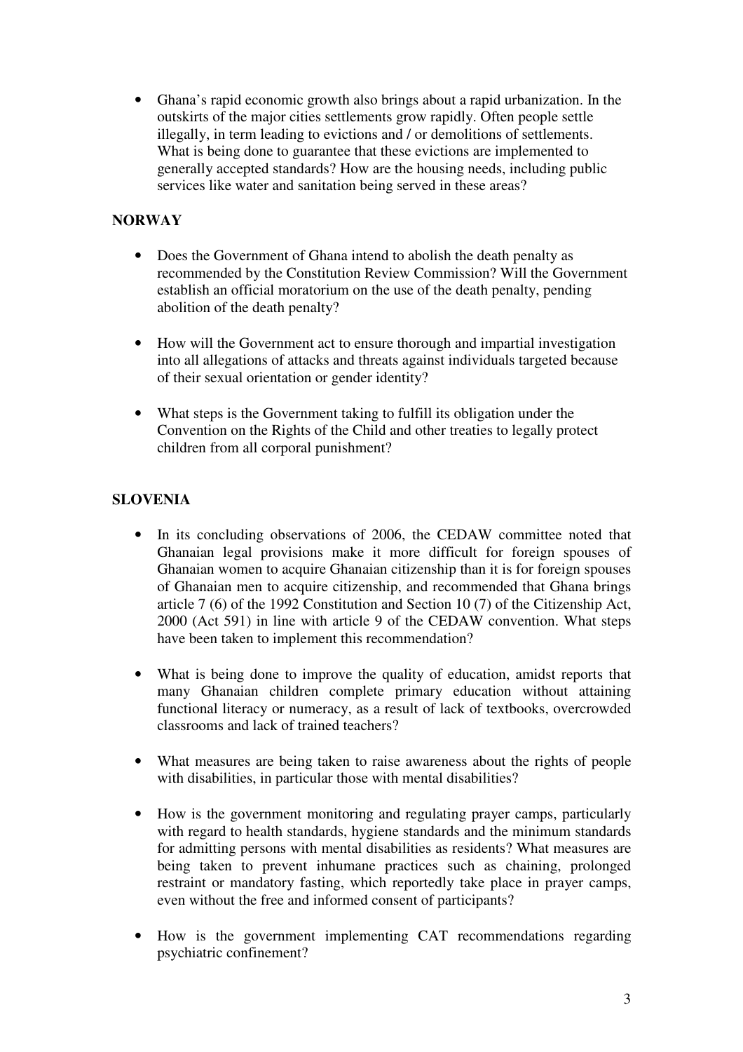- Ghana's rapid economic growth also brings about a rapid urbanization. In the outskirts of the major cities settlements grow rapidly. Often people settle illegally, in term leading to evictions and / or demolitions of settlements. What is being done to guarantee that these evictions are implemented to generally accepted standards? How are the housing needs, including public services like water and sanitation being served in these areas?

## NORWAY

- Does the Government of Ghana intend to abolish the death penalty as recommended by the Constitution Review Commission? Will the Government establish an official moratorium on the use of the death penalty, pending abolition of the death penalty?

- How will the Government act to ensure thorough and impartial investigation into all allegations of attacks and threats against individuals targeted because of their sexual orientation or gender identity?

- What steps is the Government taking to fulfill its obligation under the Convention on the Rights of the Child and other treaties to legally protect children from all corporal punishment?

## SLOVENIA

- In its concluding observations of 2006, the CEDAW committee noted that Ghanaian legal provisions make it more difficult for foreign spouses of Ghanaian women to acquire Ghanaian citizenship than it is for foreign spouses of Ghanaian men to acquire citizenship, and recommended that Ghana brings article 7 (6) of the 1992 Constitution and Section 10 (7) of the Citizenship Act, 2000 (Act 591) in line with article 9 of the CEDAW convention. What steps have been taken to implement this recommendation?

- What is being done to improve the quality of education, amidst reports that many Ghanaian children complete primary education without attaining functional literacy or numeracy, as a result of lack of textbooks, overcrowded classrooms and lack of trained teachers?

- What measures are being taken to raise awareness about the rights of people with disabilities, in particular those with mental disabilities?

- How is the government monitoring and regulating prayer camps, particularly with regard to health standards, hygiene standards and the minimum standards for admitting persons with mental disabilities as residents? What measures are being taken to prevent inhumane practices such as chaining, prolonged restraint or mandatory fasting, which reportedly take place in prayer camps, even without the free and informed consent of participants?

- How is the government implementing CAT recommendations regarding psychiatric confinement?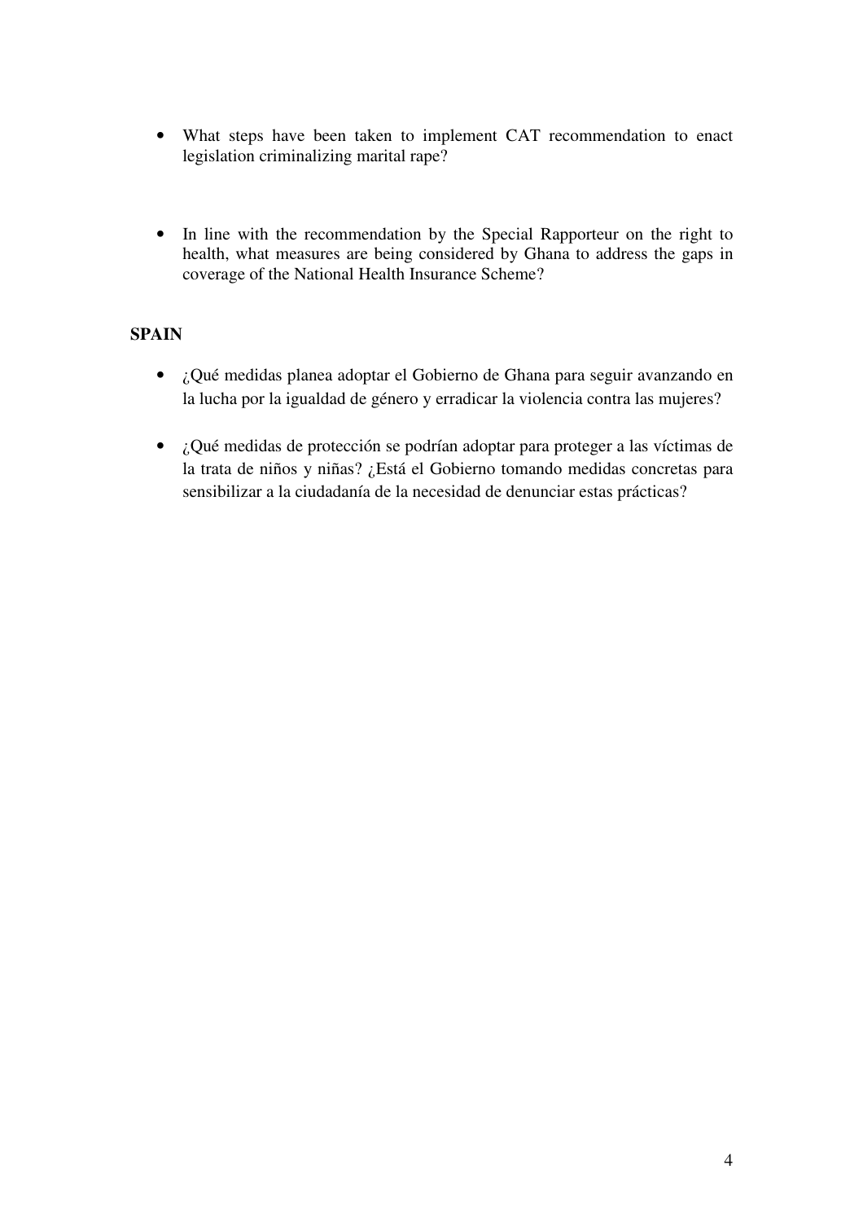- What steps have been taken to implement CAT recommendation to enact legislation criminalizing marital rape?

- In line with the recommendation by the Special Rapporteur on the right to health, what measures are being considered by Ghana to address the gaps in coverage of the National Health Insurance Scheme?

**SPAIN**

- ¿Qué medidas planea adoptar el Gobierno de Ghana para seguir avanzando en la lucha por la igualdad de género y erradicar la violencia contra las mujeres?

- ¿Qué medidas de protección se podrían adoptar para proteger a las víctimas de la trata de niños y niñas? ¿Está el Gobierno tomando medidas concretas para sensibilizar a la ciudadanía de la necesidad de denunciar estas prácticas?